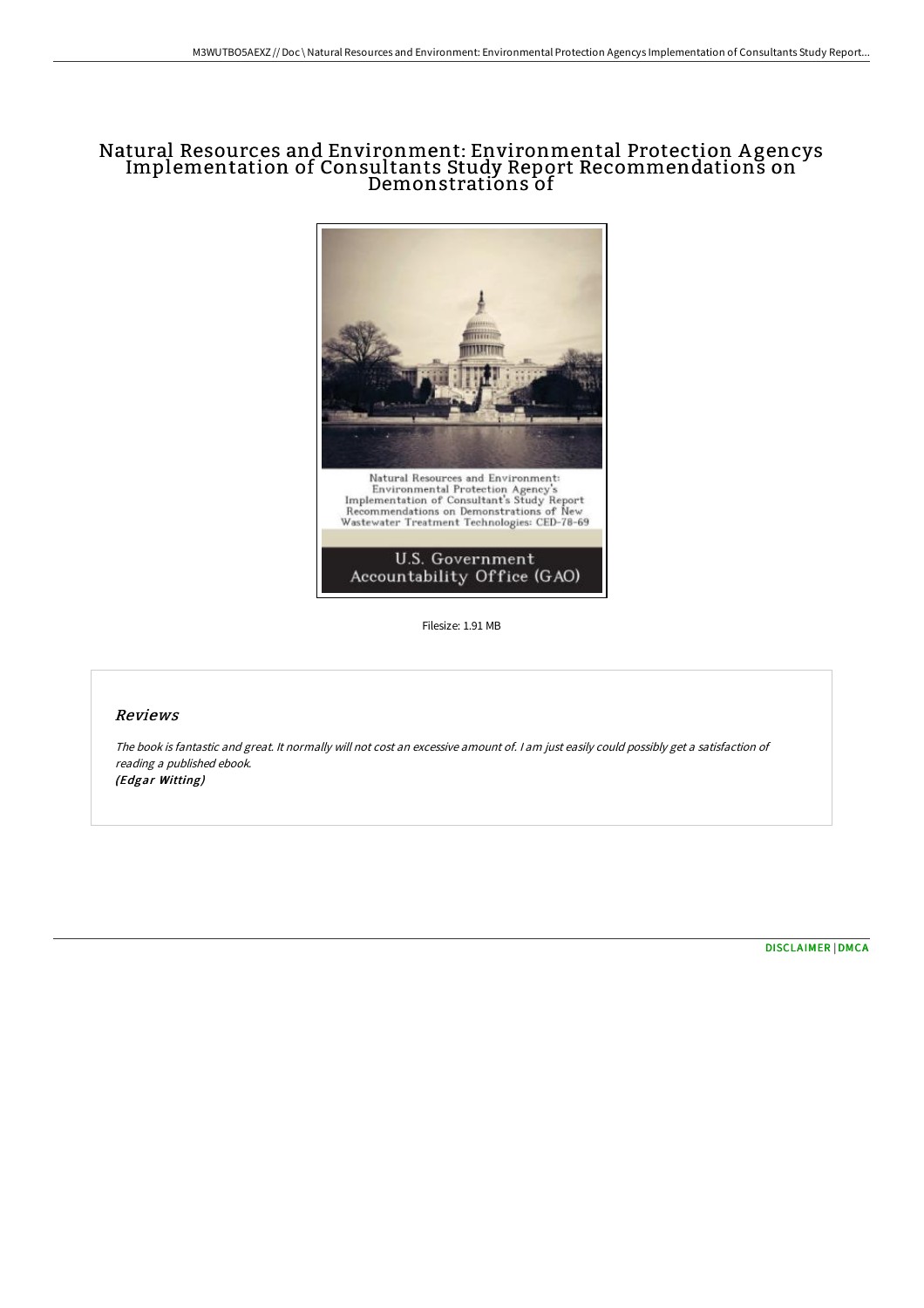# Natural Resources and Environment: Environmental Protection Agencys Implementation of Consultants Study Report Recommendations on Demonstrations of

Natural Resources and Environment: Environmental Protection Agency's Implementation of Consultant's Study Report Recommendations on Demonstrations of New Wastewater Treatment Technologies: CED-78-69

U.S. Government Accountability Office (GAO)

Filesize: 1.91 MB

## Reviews

*The book is fantastic and great. It normally will not cost an excessive amount of. I am just easily could possibly get a satisfaction of reading a published ebook.*
***(Edgar Witting)***

DISCLAIMER | DMCA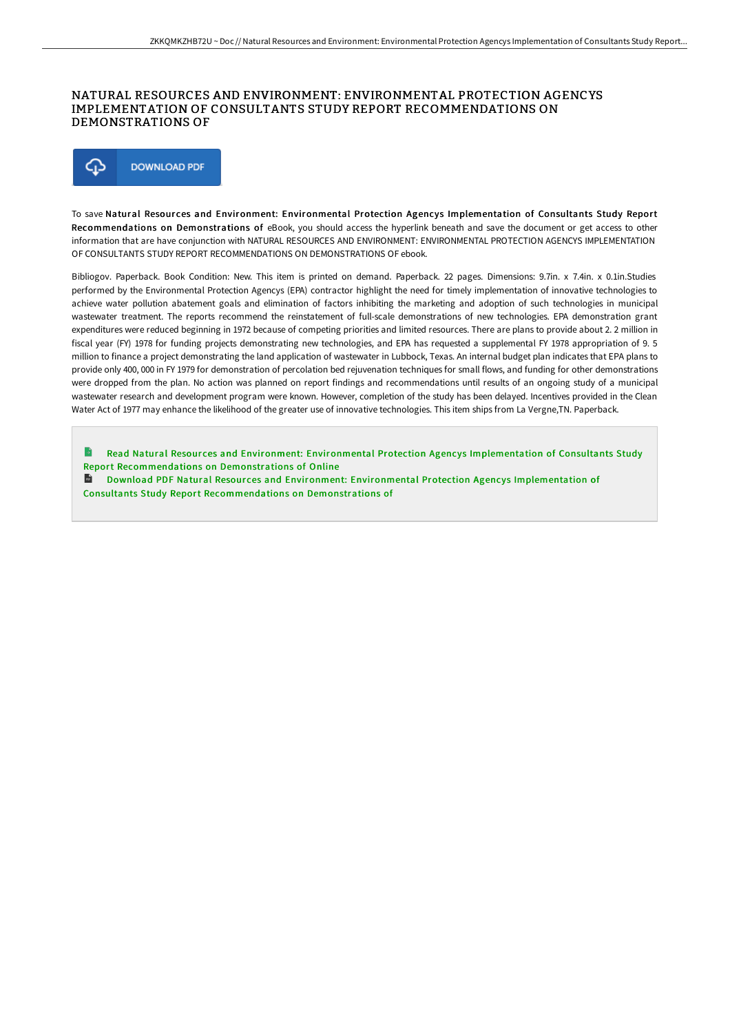# NATURAL RESOURCES AND ENVIRONMENT: ENVIRONMENTAL PROTECTION AGENCYS IMPLEMENTATION OF CONSULTANTS STUDY REPORT RECOMMENDATIONS ON DEMONSTRATIONS OF

DOWNLOAD PDF

To save **Natural Resources and Environment: Environmental Protection Agencys Implementation of Consultants Study Report Recommendations on Demonstrations of** eBook, you should access the hyperlink beneath and save the document or get access to other information that are have conjunction with NATURAL RESOURCES AND ENVIRONMENT: ENVIRONMENTAL PROTECTION AGENCYS IMPLEMENTATION OF CONSULTANTS STUDY REPORT RECOMMENDATIONS ON DEMONSTRATIONS OF ebook.

Bibliogov. Paperback. Book Condition: New. This item is printed on demand. Paperback. 22 pages. Dimensions: 9.7in. x 7.4in. x 0.1in.Studies performed by the Environmental Protection Agencys (EPA) contractor highlight the need for timely implementation of innovative technologies to achieve water pollution abatement goals and elimination of factors inhibiting the marketing and adoption of such technologies in municipal wastewater treatment. The reports recommend the reinstatement of full-scale demonstrations of new technologies. EPA demonstration grant expenditures were reduced beginning in 1972 because of competing priorities and limited resources. There are plans to provide about 2. 2 million in fiscal year (FY) 1978 for funding projects demonstrating new technologies, and EPA has requested a supplemental FY 1978 appropriation of 9. 5 million to finance a project demonstrating the land application of wastewater in Lubbock, Texas. An internal budget plan indicates that EPA plans to provide only 400, 000 in FY 1979 for demonstration of percolation bed rejuvenation techniques for small flows, and funding for other demonstrations were dropped from the plan. No action was planned on report findings and recommendations until results of an ongoing study of a municipal wastewater research and development program were known. However, completion of the study has been delayed. Incentives provided in the Clean Water Act of 1977 may enhance the likelihood of the greater use of innovative technologies. This item ships from La Vergne,TN. Paperback.

Read Natural Resources and Environment: Environmental Protection Agencys Implementation of Consultants Study Report Recommendations on Demonstrations of Online

Download PDF Natural Resources and Environment: Environmental Protection Agencys Implementation of Consultants Study Report Recommendations on Demonstrations of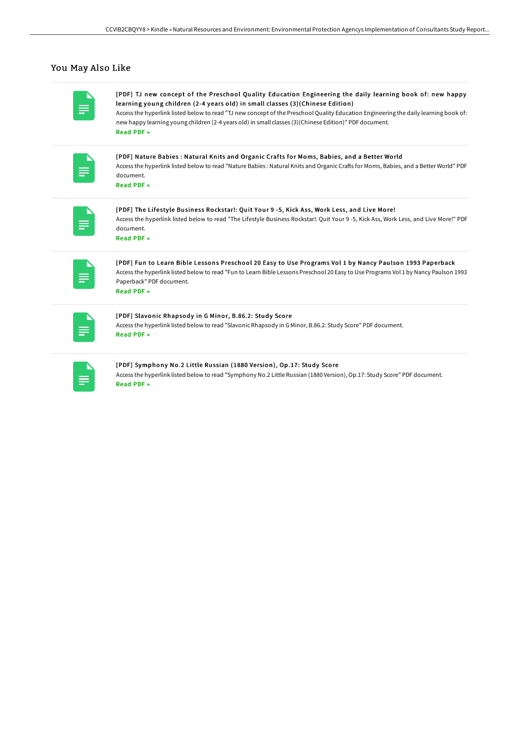## You May Also Like

**[PDF] TJ new concept of the Preschool Quality Education Engineering the daily learning book of: new happy learning young children (2-4 years old) in small classes (3)(Chinese Edition)**

Access the hyperlink listed below to read "TJ new concept of the Preschool Quality Education Engineering the daily learning book of: new happy learning young children (2-4 years old) in small classes (3)(Chinese Edition)" PDF document.

Read PDF »

**[PDF] Nature Babies : Natural Knits and Organic Crafts for Moms, Babies, and a Better World**

Access the hyperlink listed below to read "Nature Babies : Natural Knits and Organic Crafts for Moms, Babies, and a Better World" PDF document.

Read PDF »

**[PDF] The Lifestyle Business Rockstar!: Quit Your 9 -5, Kick Ass, Work Less, and Live More!**

Access the hyperlink listed below to read "The Lifestyle Business Rockstar!: Quit Your 9 -5, Kick Ass, Work Less, and Live More!" PDF document.

Read PDF »

**[PDF] Fun to Learn Bible Lessons Preschool 20 Easy to Use Programs Vol 1 by Nancy Paulson 1993 Paperback**

Access the hyperlink listed below to read "Fun to Learn Bible Lessons Preschool 20 Easy to Use Programs Vol 1 by Nancy Paulson 1993 Paperback" PDF document.

Read PDF »

**[PDF] Slavonic Rhapsody in G Minor, B.86.2: Study Score**

Access the hyperlink listed below to read "Slavonic Rhapsody in G Minor, B.86.2: Study Score" PDF document.

Read PDF »

**[PDF] Symphony No.2 Little Russian (1880 Version), Op.17: Study Score**

Access the hyperlink listed below to read "Symphony No.2 Little Russian (1880 Version), Op.17: Study Score" PDF document.

Read PDF »